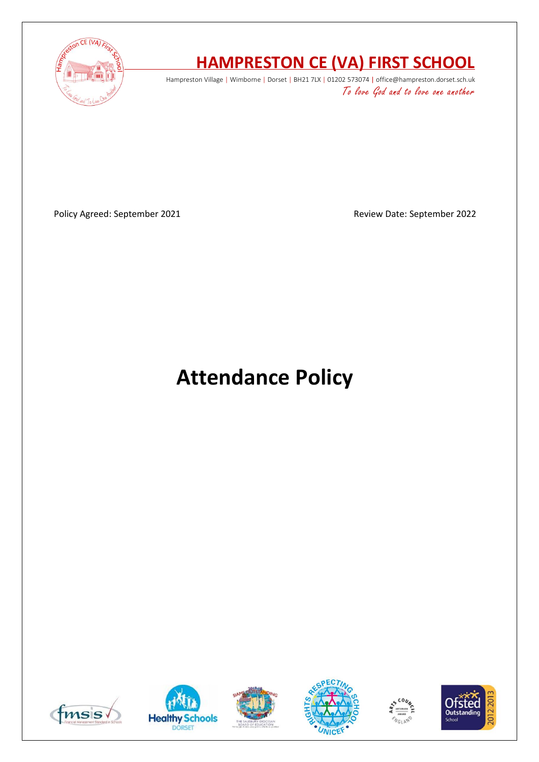# HAMPRESTON CE (VA) FIRST SCHOOL

Hampreston Village | Wimborne | Dorset | BH21 7LX | 01202 573074 | office@hampreston.dorset.sch.uk

*To love God and to love one another*

Policy Agreed: September 2021

Review Date: September 2022

# Attendance Policy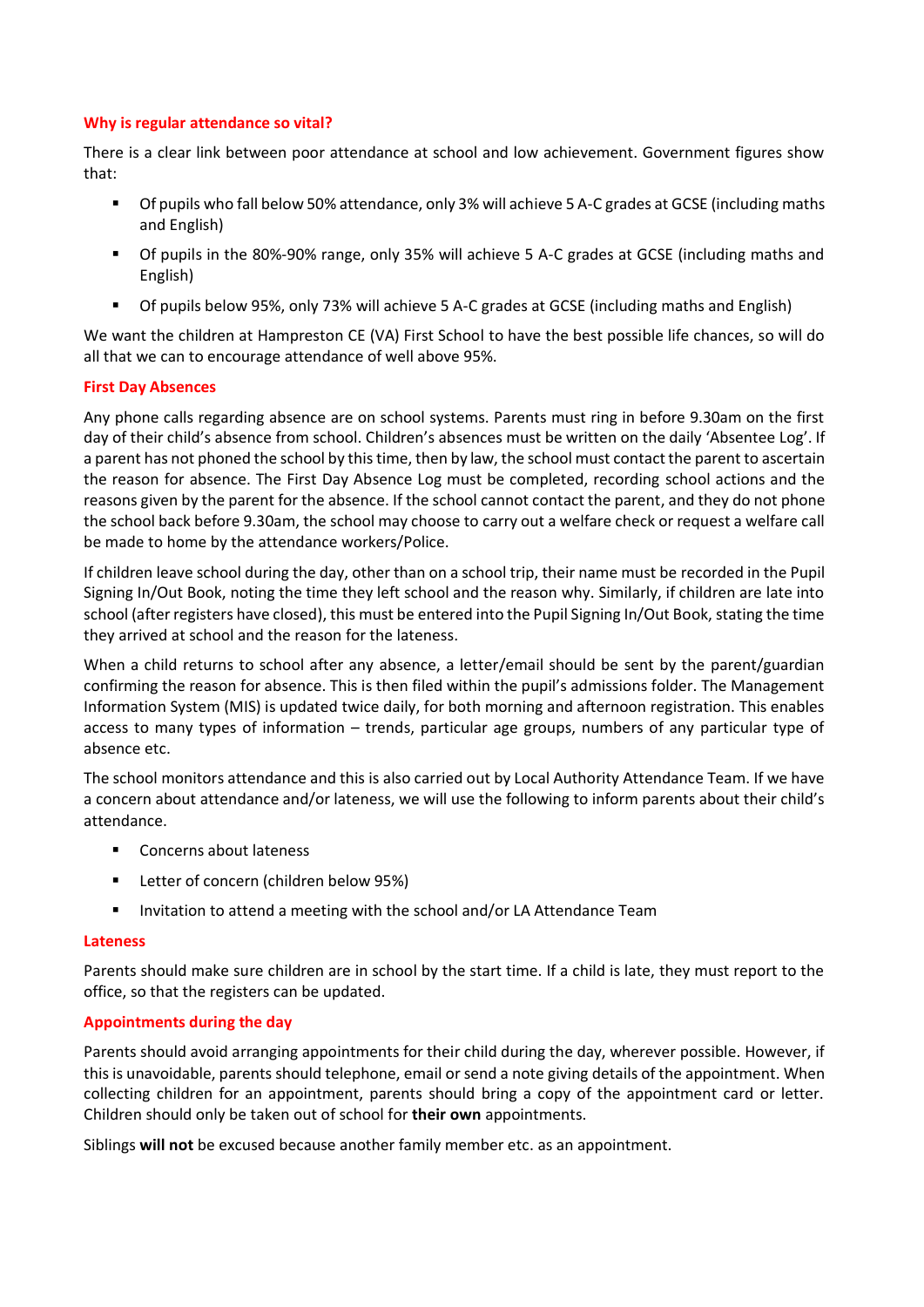## Why is regular attendance so vital?

There is a clear link between poor attendance at school and low achievement. Government figures show that:

- Of pupils who fall below 50% attendance, only 3% will achieve 5 A-C grades at GCSE (including maths and English)
- Of pupils in the 80%-90% range, only 35% will achieve 5 A-C grades at GCSE (including maths and English)
- Of pupils below 95%, only 73% will achieve 5 A-C grades at GCSE (including maths and English)

We want the children at Hampreston CE (VA) First School to have the best possible life chances, so will do all that we can to encourage attendance of well above 95%.

## First Day Absences

Any phone calls regarding absence are on school systems. Parents must ring in before 9.30am on the first day of their child's absence from school. Children's absences must be written on the daily 'Absentee Log'. If a parent has not phoned the school by this time, then by law, the school must contact the parent to ascertain the reason for absence. The First Day Absence Log must be completed, recording school actions and the reasons given by the parent for the absence. If the school cannot contact the parent, and they do not phone the school back before 9.30am, the school may choose to carry out a welfare check or request a welfare call be made to home by the attendance workers/Police.

If children leave school during the day, other than on a school trip, their name must be recorded in the Pupil Signing In/Out Book, noting the time they left school and the reason why. Similarly, if children are late into school (after registers have closed), this must be entered into the Pupil Signing In/Out Book, stating the time they arrived at school and the reason for the lateness.

When a child returns to school after any absence, a letter/email should be sent by the parent/guardian confirming the reason for absence. This is then filed within the pupil's admissions folder. The Management Information System (MIS) is updated twice daily, for both morning and afternoon registration. This enables access to many types of information – trends, particular age groups, numbers of any particular type of absence etc.

The school monitors attendance and this is also carried out by Local Authority Attendance Team. If we have a concern about attendance and/or lateness, we will use the following to inform parents about their child's attendance.

- Concerns about lateness
- Letter of concern (children below 95%)
- Invitation to attend a meeting with the school and/or LA Attendance Team

## Lateness

Parents should make sure children are in school by the start time. If a child is late, they must report to the office, so that the registers can be updated.

## Appointments during the day

Parents should avoid arranging appointments for their child during the day, wherever possible. However, if this is unavoidable, parents should telephone, email or send a note giving details of the appointment. When collecting children for an appointment, parents should bring a copy of the appointment card or letter. Children should only be taken out of school for **their own** appointments.

Siblings **will not** be excused because another family member etc. as an appointment.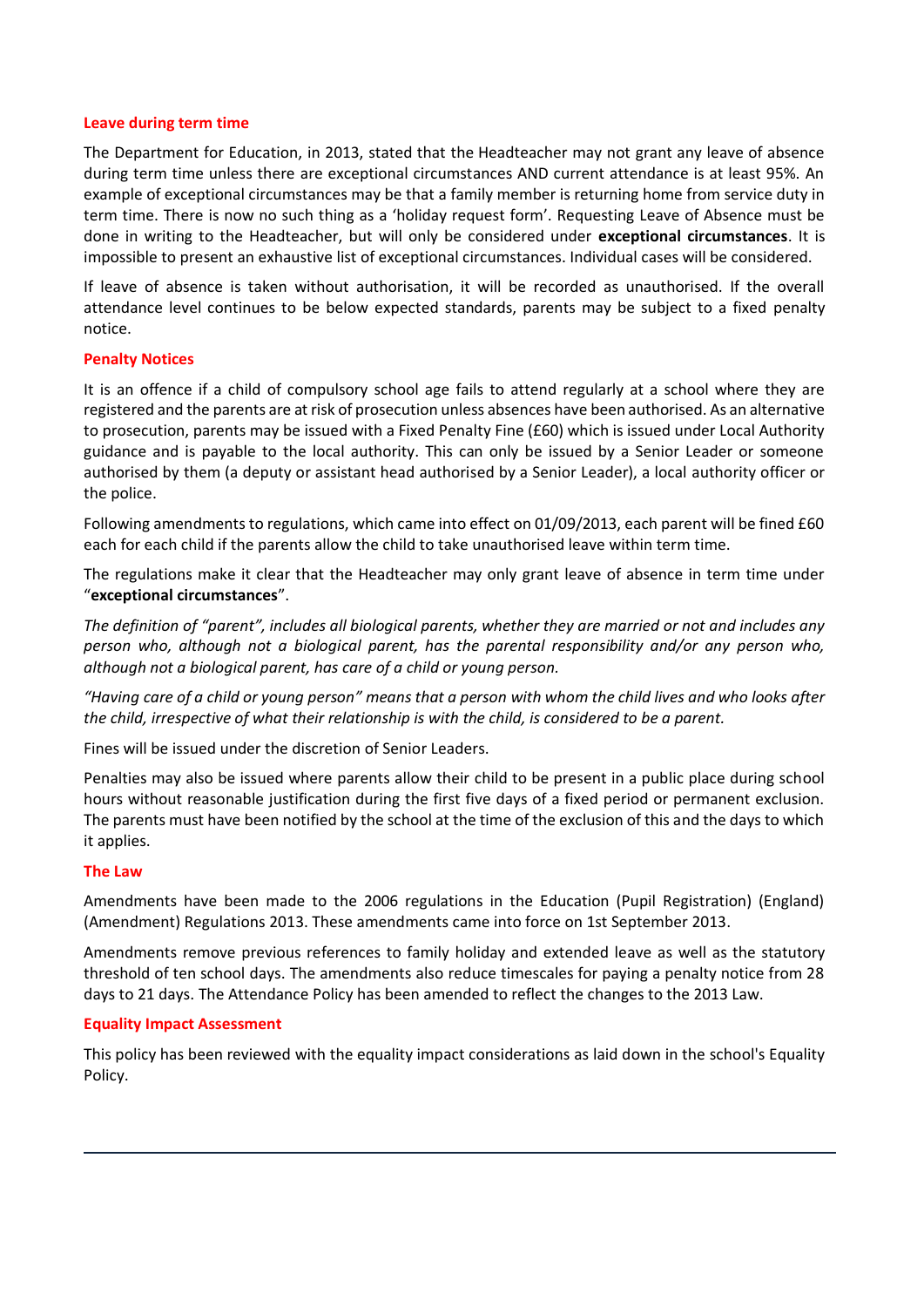## Leave during term time

The Department for Education, in 2013, stated that the Headteacher may not grant any leave of absence during term time unless there are exceptional circumstances AND current attendance is at least 95%. An example of exceptional circumstances may be that a family member is returning home from service duty in term time. There is now no such thing as a 'holiday request form'. Requesting Leave of Absence must be done in writing to the Headteacher, but will only be considered under **exceptional circumstances**. It is impossible to present an exhaustive list of exceptional circumstances. Individual cases will be considered.

If leave of absence is taken without authorisation, it will be recorded as unauthorised. If the overall attendance level continues to be below expected standards, parents may be subject to a fixed penalty notice.

## Penalty Notices

It is an offence if a child of compulsory school age fails to attend regularly at a school where they are registered and the parents are at risk of prosecution unless absences have been authorised. As an alternative to prosecution, parents may be issued with a Fixed Penalty Fine (£60) which is issued under Local Authority guidance and is payable to the local authority. This can only be issued by a Senior Leader or someone authorised by them (a deputy or assistant head authorised by a Senior Leader), a local authority officer or the police.

Following amendments to regulations, which came into effect on 01/09/2013, each parent will be fined £60 each for each child if the parents allow the child to take unauthorised leave within term time.

The regulations make it clear that the Headteacher may only grant leave of absence in term time under "**exceptional circumstances**".

*The definition of "parent", includes all biological parents, whether they are married or not and includes any person who, although not a biological parent, has the parental responsibility and/or any person who, although not a biological parent, has care of a child or young person.*

*"Having care of a child or young person" means that a person with whom the child lives and who looks after the child, irrespective of what their relationship is with the child, is considered to be a parent.*

Fines will be issued under the discretion of Senior Leaders.

Penalties may also be issued where parents allow their child to be present in a public place during school hours without reasonable justification during the first five days of a fixed period or permanent exclusion. The parents must have been notified by the school at the time of the exclusion of this and the days to which it applies.

## The Law

Amendments have been made to the 2006 regulations in the Education (Pupil Registration) (England) (Amendment) Regulations 2013. These amendments came into force on 1st September 2013.

Amendments remove previous references to family holiday and extended leave as well as the statutory threshold of ten school days. The amendments also reduce timescales for paying a penalty notice from 28 days to 21 days. The Attendance Policy has been amended to reflect the changes to the 2013 Law.

## Equality Impact Assessment

This policy has been reviewed with the equality impact considerations as laid down in the school's Equality Policy.